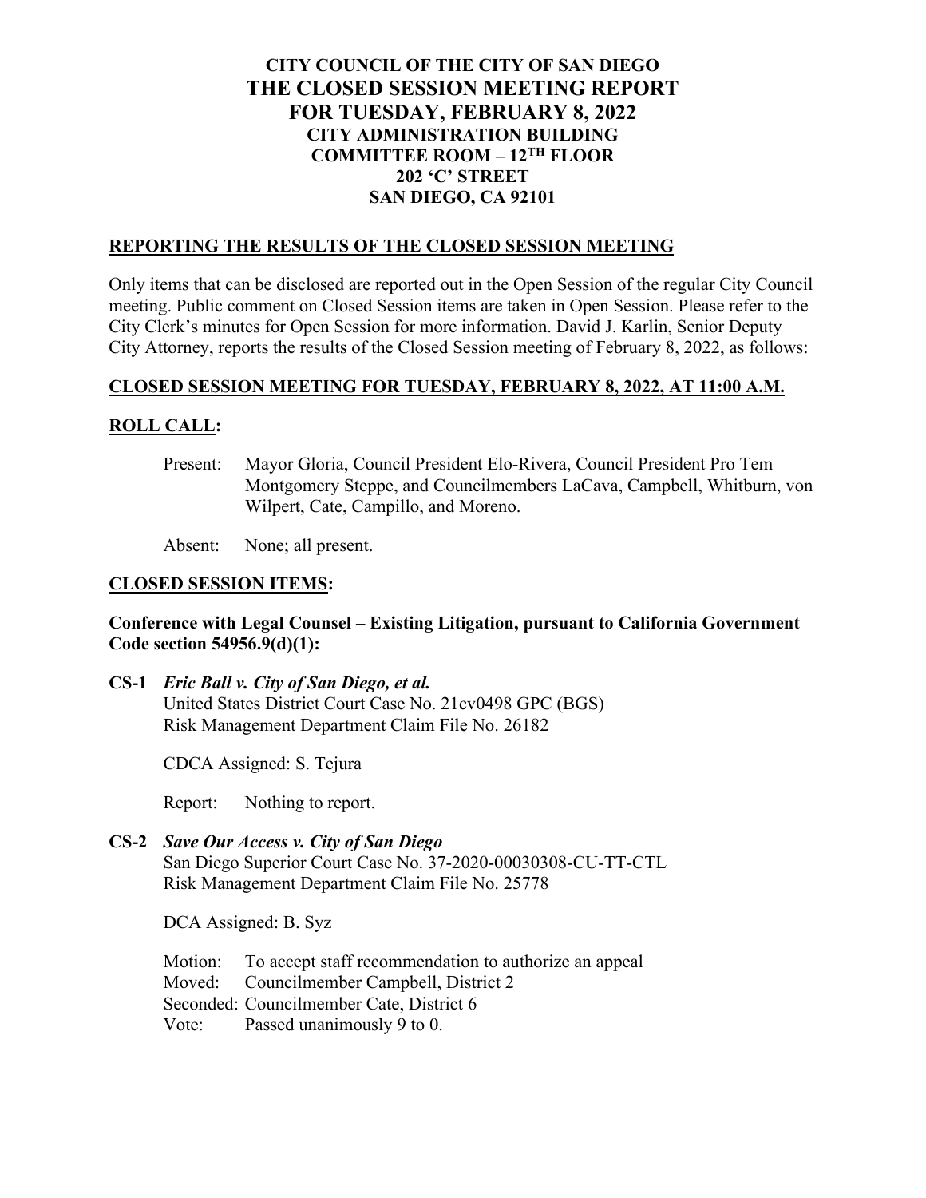# CITY COUNCIL OF THE CITY OF SAN DIEGO
# THE CLOSED SESSION MEETING REPORT
# FOR TUESDAY, FEBRUARY 8, 2022

**CITY ADMINISTRATION BUILDING**
**COMMITTEE ROOM – 12TH FLOOR**
**202 'C' STREET**
**SAN DIEGO, CA 92101**

## REPORTING THE RESULTS OF THE CLOSED SESSION MEETING

Only items that can be disclosed are reported out in the Open Session of the regular City Council meeting. Public comment on Closed Session items are taken in Open Session. Please refer to the City Clerk's minutes for Open Session for more information. David J. Karlin, Senior Deputy City Attorney, reports the results of the Closed Session meeting of February 8, 2022, as follows:

## CLOSED SESSION MEETING FOR TUESDAY, FEBRUARY 8, 2022, AT 11:00 A.M.

## ROLL CALL:

Present: Mayor Gloria, Council President Elo-Rivera, Council President Pro Tem Montgomery Steppe, and Councilmembers LaCava, Campbell, Whitburn, von Wilpert, Cate, Campillo, and Moreno.

Absent: None; all present.

## CLOSED SESSION ITEMS:

**Conference with Legal Counsel – Existing Litigation, pursuant to California Government Code section 54956.9(d)(1):**

**CS-1** ***Eric Ball v. City of San Diego, et al.***
United States District Court Case No. 21cv0498 GPC (BGS)
Risk Management Department Claim File No. 26182

CDCA Assigned: S. Tejura

Report: Nothing to report.

**CS-2** ***Save Our Access v. City of San Diego***
San Diego Superior Court Case No. 37-2020-00030308-CU-TT-CTL
Risk Management Department Claim File No. 25778

DCA Assigned: B. Syz

Motion: To accept staff recommendation to authorize an appeal
Moved: Councilmember Campbell, District 2
Seconded: Councilmember Cate, District 6
Vote: Passed unanimously 9 to 0.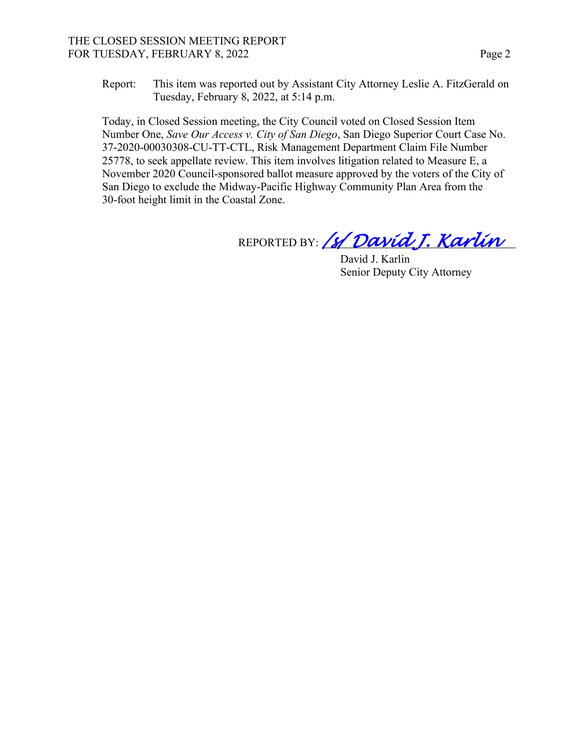Report: This item was reported out by Assistant City Attorney Leslie A. FitzGerald on Tuesday, February 8, 2022, at 5:14 p.m.

Today, in Closed Session meeting, the City Council voted on Closed Session Item Number One, *Save Our Access v. City of San Diego*, San Diego Superior Court Case No. 37-2020-00030308-CU-TT-CTL, Risk Management Department Claim File Number 25778, to seek appellate review. This item involves litigation related to Measure E, a November 2020 Council-sponsored ballot measure approved by the voters of the City of San Diego to exclude the Midway-Pacific Highway Community Plan Area from the 30-foot height limit in the Coastal Zone.

REPORTED BY: /s/ David J. Karlin

David J. Karlin
Senior Deputy City Attorney